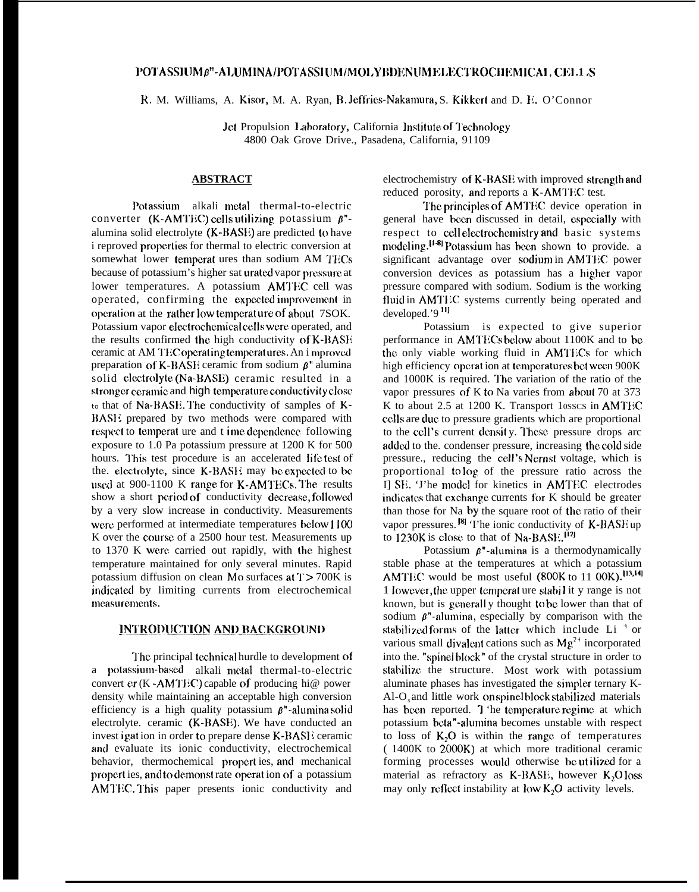# POTASSIUM $\beta$"-ALUMINA/POTASSIUM/MOLYBDENUM ELECTROCHEMICAL CELLS

R. M. Williams, A. Kisor, M. A. Ryan, B. Jeffries-Nakamura, S. Kikkert and D. E. O'Connor

Jet Propulsion Laboratory, California Institute of Technology
4800 Oak Grove Drive., Pasadena, California, 91109

## ABSTRACT

Potassium alkali metal thermal-to-electric converter (K-AMTEC) cells utilizing potassium $\beta$"-alumina solid electrolyte (K-BASE) are predicted to have improved properties for thermal to electric conversion at somewhat lower temperatures than sodium AMTECs because of potassium's higher saturated vapor pressure at lower temperatures. A potassium AMTEC cell was operated, confirming the expected improvement in operation at the rather low temperature of about 750K. Potassium vapor electrochemical cells were operated, and the results confirmed the high conductivity of K-BASE ceramic at AMTEC operating temperatures. An improved preparation of K-BASE ceramic from sodium $\beta$" alumina solid electrolyte (Na-BASE) ceramic resulted in a stronger ceramic and high temperature conductivity close to that of Na-BASE. The conductivity of samples of K-BASE prepared by two methods were compared with respect to temperature and time dependence following exposure to 1.0 Pa potassium pressure at 1200 K for 500 hours. This test procedure is an accelerated life test of the electrolyte, since K-BASE may be expected to be used at 900-1100 K range for K-AMTECs. The results show a short period of conductivity decrease, followed by a very slow increase in conductivity. Measurements were performed at intermediate temperatures below 1100 K over the course of a 2500 hour test. Measurements up to 1370 K were carried out rapidly, with the highest temperature maintained for only several minutes. Rapid potassium diffusion on clean Mo surfaces at T > 700K is indicated by limiting currents from electrochemical measurements.

## INTRODUCTION AND BACKGROUND

The principal technical hurdle to development of a potassium-based alkali metal thermal-to-electric converter (K-AMTEC) capable of producing high power density while maintaining an acceptable high conversion efficiency is a high quality potassium $\beta$"-alumina solid electrolyte. ceramic (K-BASE). We have conducted an investigation in order to prepare dense K-BASE ceramic and evaluate its ionic conductivity, electrochemical behavior, thermochemical properties, and mechanical properties, and to demonstrate operation of a potassium AMTEC. This paper presents ionic conductivity and electrochemistry of K-BASE with improved strength and reduced porosity, and reports a K-AMTEC test.

The principles of AMTEC device operation in general have been discussed in detail, especially with respect to cell electrochemistry and basic systems modeling.[1-8] Potassium has been shown to provide. a significant advantage over sodium in AMTEC power conversion devices as potassium has a higher vapor pressure compared with sodium. Sodium is the working fluid in AMTEC systems currently being operated and developed.[9-11]

Potassium is expected to give superior performance in AMTECs below about 1100K and to be the only viable working fluid in AMTECs for which high efficiency operation at temperatures between 900K and 1000K is required. The variation of the ratio of the vapor pressures of K to Na varies from about 70 at 373 K to about 2.5 at 1200 K. Transport losses in AMTEC cells are due to pressure gradients which are proportional to the cell's current density. These pressure drops are added to the. condenser pressure, increasing the cold side pressure., reducing the cell's Nernst voltage, which is proportional to log of the pressure ratio across the BSE. The model for kinetics in AMTEC electrodes indicates that exchange currents for K should be greater than those for Na by the square root of the ratio of their vapor pressures.[8] The ionic conductivity of K-BASE up to 1230K is close to that of Na-BASE.[12]

Potassium $\beta$"-alumina is a thermodynamically stable phase at the temperatures at which a potassium AMTEC would be most useful (800K to 1100K).[13,14] However, the upper temperature stability range is not known, but is generally thought to be lower than that of sodium $\beta$"-alumina, especially by comparison with the stabilized forms of the latter which include $Li^{+}$ or various small divalent cations such as $Mg^{2+}$ incorporated into the. "spinel block" of the crystal structure in order to stabilize the structure. Most work with potassium aluminate phases has investigated the simpler ternary K-Al-O, and little work on spinel block stabilized materials has been reported. The temperature regime at which potassium beta"-alumina becomes unstable with respect to loss of $K_2O$ is within the range of temperatures (1400K to 2000K) at which more traditional ceramic forming processes would otherwise be utilized for a material as refractory as K-BASE, however $K_2O$ loss may only reflect instability at low $K_2O$ activity levels.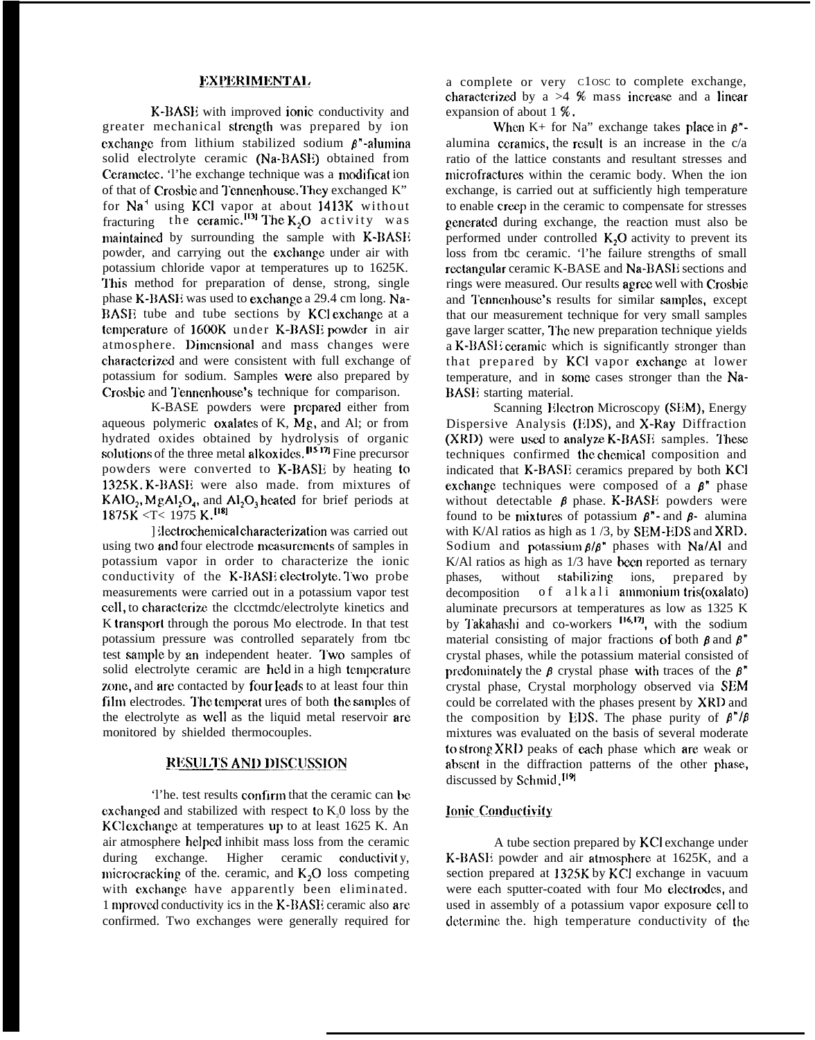## EXPERIMENTAL

K-BASE with improved ionic conductivity and greater mechanical strength was prepared by ion exchange from lithium stabilized sodium $\beta$"-alumina solid electrolyte ceramic (Na-BASE) obtained from Ceramatec. The exchange technique was a modification of that of Crosbie and Tennenhouse. They exchanged K" for $Na^+$ using KCl vapor at about 1413K without fracturing the ceramic.[13] The $K_2O$ activity was maintained by surrounding the sample with K-BASE powder, and carrying out the exchange under air with potassium chloride vapor at temperatures up to 1625K. This method for preparation of dense, strong, single phase K-BASE was used to exchange a 29.4 cm long. Na-BASE tube and tube sections by KCl exchange at a temperature of 1600K under K-BASE powder in air atmosphere. Dimensional and mass changes were characterized and were consistent with full exchange of potassium for sodium. Samples were also prepared by Crosbie and Tennenhouse's technique for comparison.

K-BASE powders were prepared either from aqueous polymeric oxalates of K, Mg, and Al; or from hydrated oxides obtained by hydrolysis of organic solutions of the three metal alkoxides.[15-17] Fine precursor powders were converted to K-BASE by heating to 1325K. K-BASE were also made. from mixtures of $KAlO_2$, $MgAl_2O_4$, and $Al_2O_3$ heated for brief periods at 1875K <T< 1975 K.[18]

Electrochemical characterization was carried out using two and four electrode measurements of samples in potassium vapor in order to characterize the ionic conductivity of the K-BASE electrolyte. Two probe measurements were carried out in a potassium vapor test cell, to characterize the electrode/electrolyte kinetics and K transport through the porous Mo electrode. In that test potassium pressure was controlled separately from the test sample by an independent heater. Two samples of solid electrolyte ceramic are held in a high temperature zone, and are contacted by four leads to at least four thin film electrodes. The temperatures of both the samples of the electrolyte as well as the liquid metal reservoir are monitored by shielded thermocouples.

## RESULTS AND DISCUSSION

The. test results confirm that the ceramic can be exchanged and stabilized with respect to $K_20$ loss by the KCl exchange at temperatures up to at least 1625 K. An air atmosphere helped inhibit mass loss from the ceramic during exchange. Higher ceramic conductivity, microcracking of the. ceramic, and $K_2O$ loss competing with exchange have apparently been eliminated. Improved conductivity ics in the K-BASE ceramic also are confirmed. Two exchanges were generally required for a complete or very close to complete exchange, characterized by a >4 % mass increase and a linear expansion of about 1 %.

When K+ for Na" exchange takes place in $\beta$"-alumina ceramics, the result is an increase in the c/a ratio of the lattice constants and resultant stresses and microfractures within the ceramic body. When the ion exchange, is carried out at sufficiently high temperature to enable creep in the ceramic to compensate for stresses generated during exchange, the reaction must also be performed under controlled $K_2O$ activity to prevent its loss from the ceramic. The failure strengths of small rectangular ceramic K-BASE and Na-BASE sections and rings were measured. Our results agree well with Crosbie and Tennenhouse's results for similar samples, except that our measurement technique for very small samples gave larger scatter, The new preparation technique yields a K-BASE ceramic which is significantly stronger than that prepared by KCl vapor exchange at lower temperature, and in some cases stronger than the Na-BASE starting material.

Scanning Electron Microscopy (SEM), Energy Dispersive Analysis (EDS), and X-Ray Diffraction (XRD) were used to analyze K-BASE samples. These techniques confirmed the chemical composition and indicated that K-BASE ceramics prepared by both KCl exchange techniques were composed of a $\beta$" phase without detectable $\beta$ phase. K-BASE powders were found to be mixtures of potassium $\beta$"- and $\beta$- alumina with K/Al ratios as high as 1 /3, by SEM-EDS and XRD. Sodium and potassium $\beta/\beta$" phases with Na/Al and K/Al ratios as high as 1/3 have been reported as ternary phases, without stabilizing ions, prepared by decomposition of alkali ammonium tris(oxalato) aluminate precursors at temperatures as low as 1325 K by Takahashi and co-workers [16,17], with the sodium material consisting of major fractions of both $\beta$ and $\beta$" crystal phases, while the potassium material consisted of predominately the $\beta$ crystal phase with traces of the $\beta$" crystal phase, Crystal morphology observed via SEM could be correlated with the phases present by XRD and the composition by EDS. The phase purity of $\beta$"/$\beta$ mixtures was evaluated on the basis of several moderate to strong XRD peaks of each phase which are weak or absent in the diffraction patterns of the other phase, discussed by Schmid.[19]

### Ionic Conductivity

A tube section prepared by KCl exchange under K-BASE powder and air atmosphere at 1625K, and a section prepared at 1325K by KCl exchange in vacuum were each sputter-coated with four Mo electrodes, and used in assembly of a potassium vapor exposure cell to determine the. high temperature conductivity of the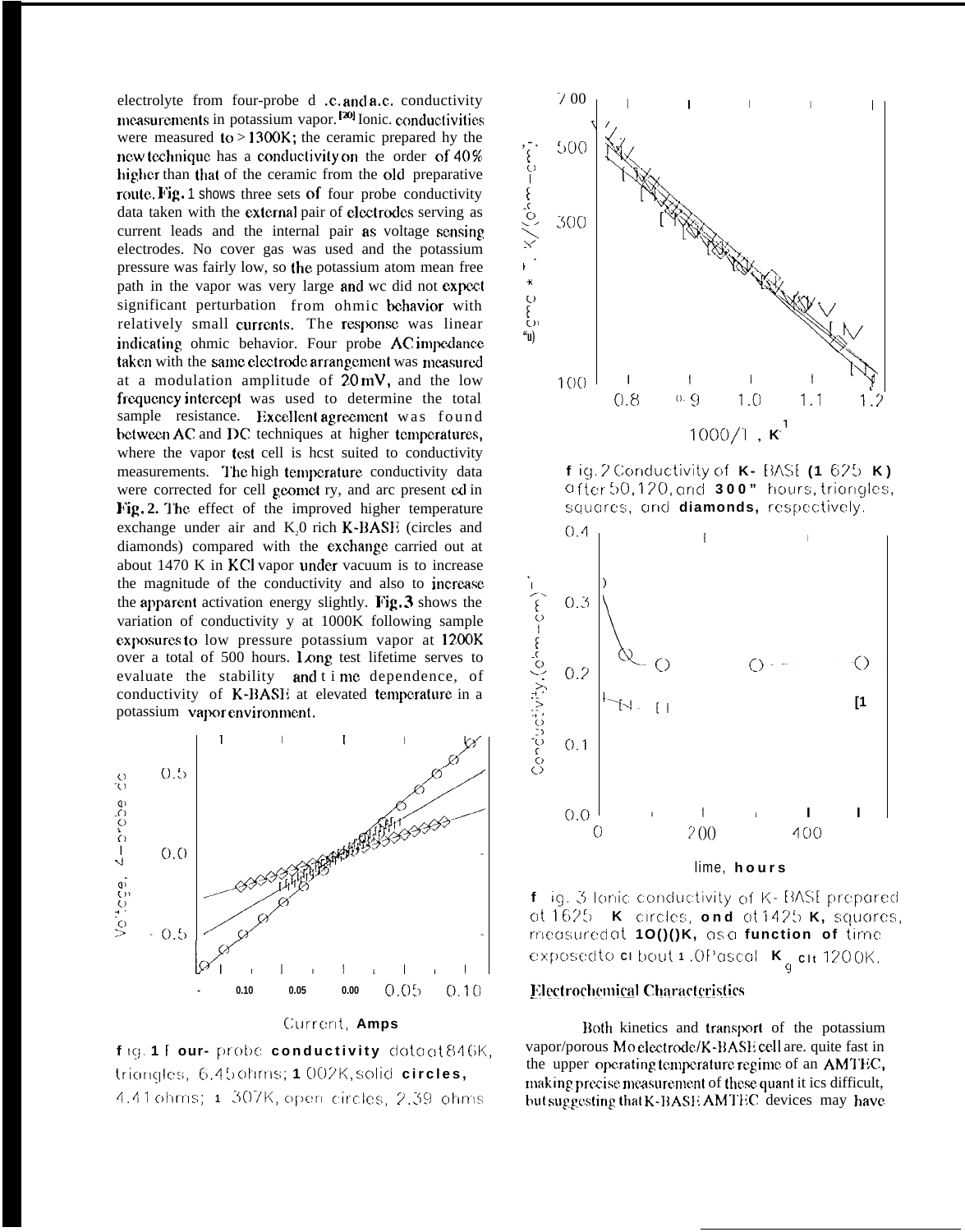electrolyte from four-probe d.c. and a.c. conductivity measurements in potassium vapor.[20] Ionic conductivities were measured to > 1300K; the ceramic prepared by the new technique has a conductivity on the order of 40% higher than that of the ceramic from the old preparative route. Fig. 1 shows three sets of four probe conductivity data taken with the external pair of electrodes serving as current leads and the internal pair as voltage sensing electrodes. No cover gas was used and the potassium pressure was fairly low, so the potassium atom mean free path in the vapor was very large and we did not expect significant perturbation from ohmic behavior with relatively small currents. The response was linear indicating ohmic behavior. Four probe AC impedance taken with the same electrode arrangement was measured at a modulation amplitude of 20 mV, and the low frequency intercept was used to determine the total sample resistance. Excellent agreement was found between AC and DC techniques at higher temperatures, where the vapor test cell is best suited to conductivity measurements. The high temperature conductivity data were corrected for cell geometry, and are presented in Fig. 2. The effect of the improved higher temperature exchange under air and $K_2O$ rich K-BASE (circles and diamonds) compared with the exchange carried out at about 1470 K in KCl vapor under vacuum is to increase the magnitude of the conductivity and also to increase the apparent activation energy slightly. Fig. 3 shows the variation of conductivity y at 1000K following sample exposures to low pressure potassium vapor at 1200K over a total of 500 hours. Long test lifetime serves to evaluate the stability and time dependence, of conductivity of K-BASE at elevated temperature in a potassium vapor environment.

Fig. 1 Four-probe conductivity data at 846K, triangles, 6.45 ohms; 1002K, solid circles, 4.41 ohms; 1307K, open circles, 2.39 ohms

Fig. 2 Conductivity of K-BASE (1625 K) after 50, 120, and 300 hours, triangles, squares, and diamonds, respectively.

Fig. 3 Ionic conductivity of K-BASE prepared at 1625 K circles, and at 1425 K, squares, measured at 1000K, as a function of time exposed to about 1.0 Pascal K at 1200K.

## Electrochemical Characteristics

Both kinetics and transport of the potassium vapor/porous Mo electrode/K-BASE cell are quite fast in the upper operating temperature regime of an AMTEC, making precise measurement of these quantities difficult, but suggesting that K-BASE AMTEC devices may have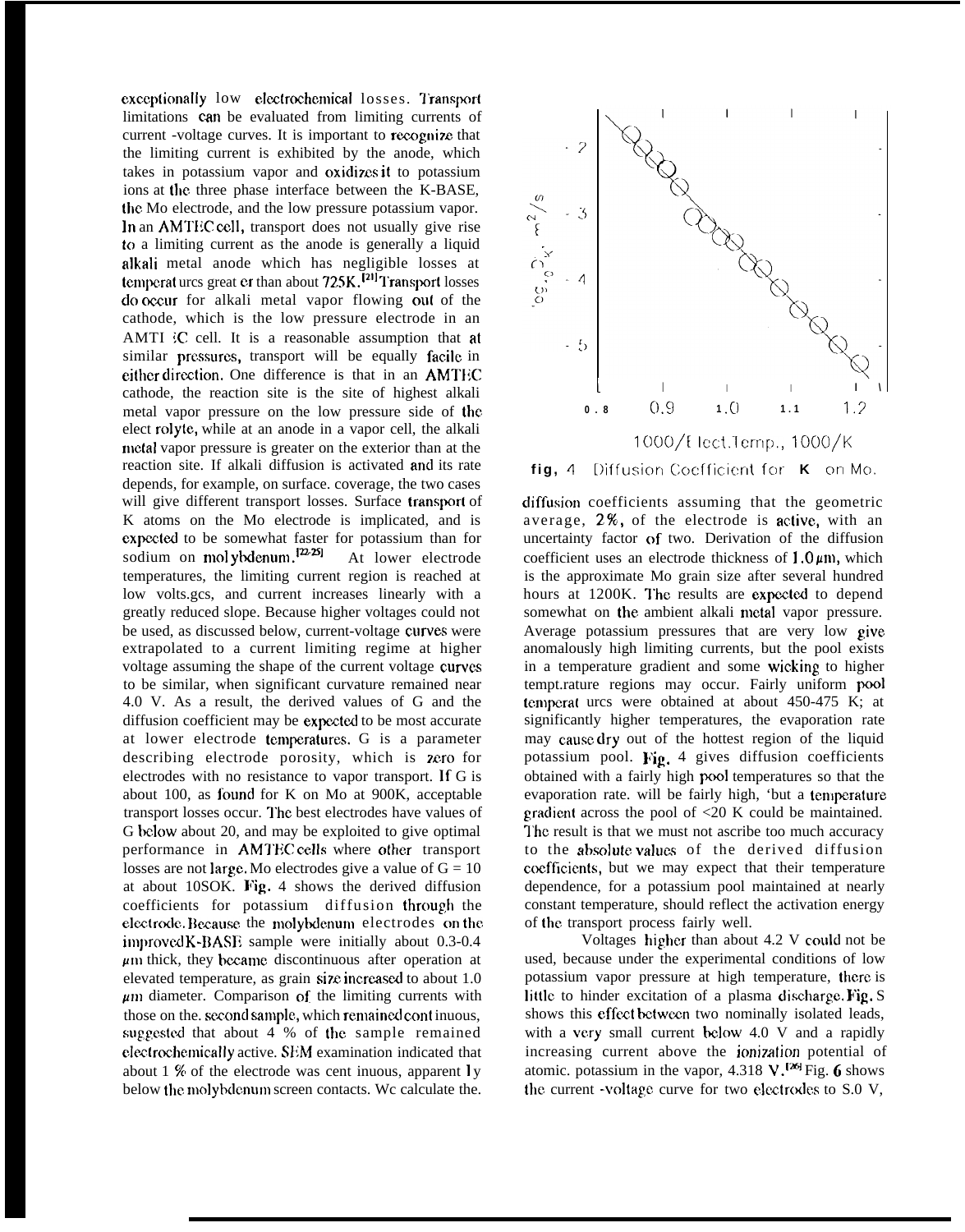exceptionally low electrochemical losses. Transport limitations can be evaluated from limiting currents of current -voltage curves. It is important to recognize that the limiting current is exhibited by the anode, which takes in potassium vapor and oxidizes it to potassium ions at the three phase interface between the K-BASE, the Mo electrode, and the low pressure potassium vapor. In an AMTEC cell, transport does not usually give rise to a limiting current as the anode is generally a liquid alkali metal anode which has negligible losses at temperatures greater than about 725K.[21] Transport losses do occur for alkali metal vapor flowing out of the cathode, which is the low pressure electrode in an AMTEC cell. It is a reasonable assumption that at similar pressures, transport will be equally facile in either direction. One difference is that in an AMTEC cathode, the reaction site is the site of highest alkali metal vapor pressure on the low pressure side of the electrolyte, while at an anode in a vapor cell, the alkali metal vapor pressure is greater on the exterior than at the reaction site. If alkali diffusion is activated and its rate depends, for example, on surface. coverage, the two cases will give different transport losses. Surface transport of K atoms on the Mo electrode is implicated, and is expected to be somewhat faster for potassium than for sodium on molybdenum.[22-25] At lower electrode temperatures, the limiting current region is reached at low volts.gcs, and current increases linearly with a greatly reduced slope. Because higher voltages could not be used, as discussed below, current-voltage curves were extrapolated to a current limiting regime at higher voltage assuming the shape of the current voltage curves to be similar, when significant curvature remained near 4.0 V. As a result, the derived values of G and the diffusion coefficient may be expected to be most accurate at lower electrode temperatures. G is a parameter describing electrode porosity, which is zero for electrodes with no resistance to vapor transport. If G is about 100, as found for K on Mo at 900K, acceptable transport losses occur. The best electrodes have values of G below about 20, and may be exploited to give optimal performance in AMTEC cells where other transport losses are not large. Mo electrodes give a value of G = 10 at about 1050K. Fig. 4 shows the derived diffusion coefficients for potassium diffusion through the electrode. Because the molybdenum electrodes on the improved K-BASE sample were initially about 0.3-0.4 $\mu$m thick, they became discontinuous after operation at elevated temperature, as grain size increased to about 1.0 $\mu$m diameter. Comparison of the limiting currents with those on the. second sample, which remained continuous, suggested that about 4 % of the sample remained electrochemically active. SEM examination indicated that about 1 % of the electrode was continuous, apparently below the molybdenum screen contacts. We calculate the.

fig, 4 Diffusion Coefficient for K on Mo.

diffusion coefficients assuming that the geometric average, 2%, of the electrode is active, with an uncertainty factor of two. Derivation of the diffusion coefficient uses an electrode thickness of 1.0 $\mu$m, which is the approximate Mo grain size after several hundred hours at 1200K. The results are expected to depend somewhat on the ambient alkali metal vapor pressure. Average potassium pressures that are very low give anomalously high limiting currents, but the pool exists in a temperature gradient and some wicking to higher tempt.rature regions may occur. Fairly uniform pool temperatures were obtained at about 450-475 K; at significantly higher temperatures, the evaporation rate may cause dry out of the hottest region of the liquid potassium pool. Fig. 4 gives diffusion coefficients obtained with a fairly high pool temperatures so that the evaporation rate. will be fairly high, 'but a temperature gradient across the pool of <20 K could be maintained. The result is that we must not ascribe too much accuracy to the absolute values of the derived diffusion coefficients, but we may expect that their temperature dependence, for a potassium pool maintained at nearly constant temperature, should reflect the activation energy of the transport process fairly well.

Voltages higher than about 4.2 V could not be used, because under the experimental conditions of low potassium vapor pressure at high temperature, there is little to hinder excitation of a plasma discharge. Fig. 5 shows this effect between two nominally isolated leads, with a very small current below 4.0 V and a rapidly increasing current above the ionization potential of atomic. potassium in the vapor, 4.318 V.[26] Fig. 6 shows the current -voltage curve for two electrodes to 5.0 V,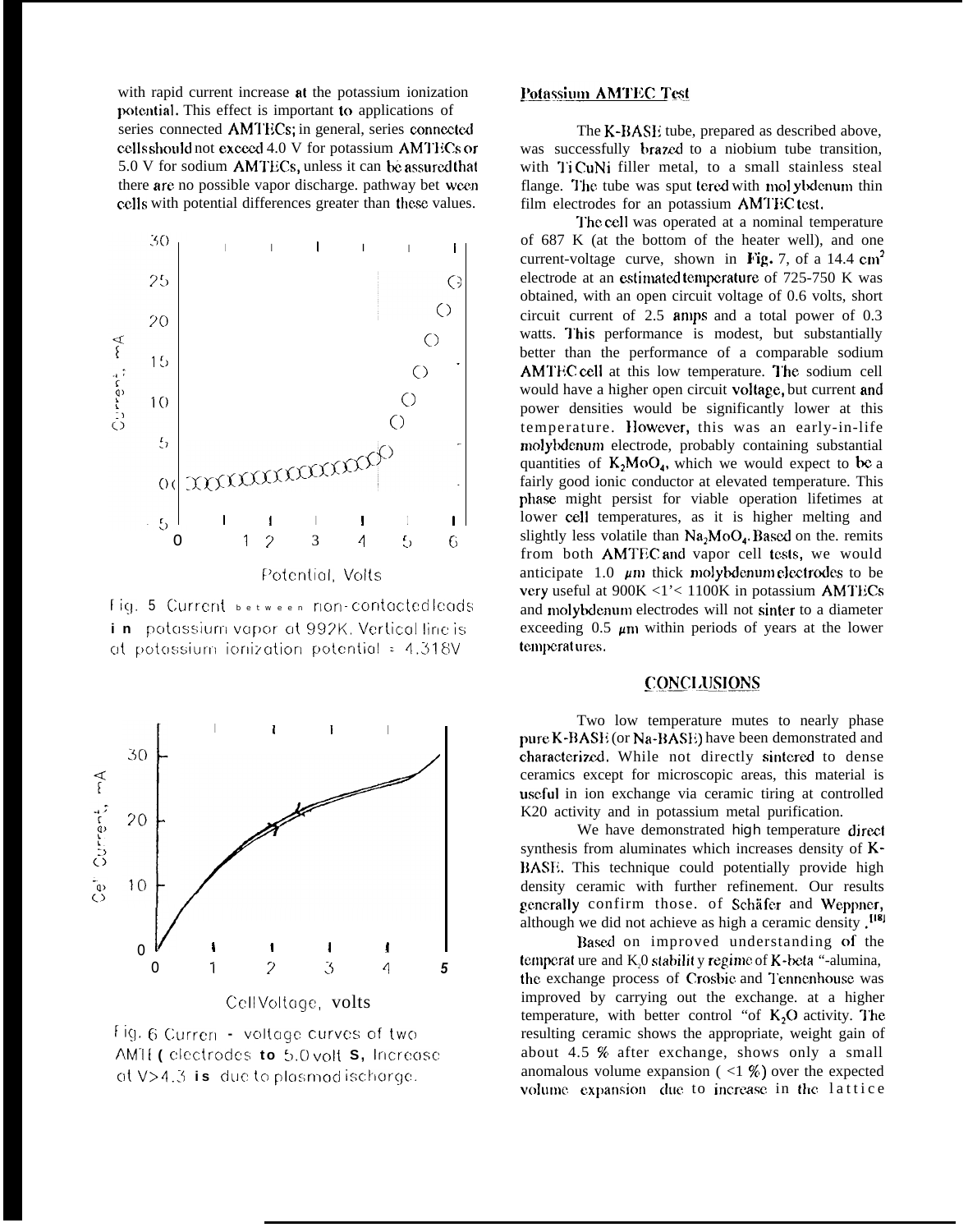with rapid current increase at the potassium ionization potential. This effect is important to applications of series connected AMTECs; in general, series connected cells should not exceed 4.0 V for potassium AMTECs or 5.0 V for sodium AMTECs, unless it can be assured that there are no possible vapor discharge. pathway bet ween cells with potential differences greater than these values.

Fig. 5 Current between non-contacted leads in potassium vapor at 992K. Vertical line is at potassium ionization potential = 4.318V

Fig. 6 Current - voltage curves of two AMTE( electrodes to 5.0 volt S, Increase at V>4.3 is due to plasma discharge.

## Potassium AMTEC Test

The K-BASE tube, prepared as described above, was successfully brazed to a niobium tube transition, with TiCuNi filler metal, to a small stainless steal flange. The tube was sputtered with molybdenum thin film electrodes for an potassium AMTEC test.

The cell was operated at a nominal temperature of 687 K (at the bottom of the heater well), and one current-voltage curve, shown in Fig. 7, of a 14.4 $cm^2$ electrode at an estimated temperature of 725-750 K was obtained, with an open circuit voltage of 0.6 volts, short circuit current of 2.5 amps and a total power of 0.3 watts. This performance is modest, but substantially better than the performance of a comparable sodium AMTEC cell at this low temperature. The sodium cell would have a higher open circuit voltage, but current and power densities would be significantly lower at this temperature. However, this was an early-in-life molybdenum electrode, probably containing substantial quantities of $K_2MoO_4$, which we would expect to be a fairly good ionic conductor at elevated temperature. This phase might persist for viable operation lifetimes at lower cell temperatures, as it is higher melting and slightly less volatile than $Na_2MoO_4$. Based on the. remits from both AMTEC and vapor cell tests, we would anticipate 1.0 $\mu m$ thick molybdenum electrodes to be very useful at 900K <T< 1100K in potassium AMTECs and molybdenum electrodes will not sinter to a diameter exceeding 0.5 $\mu m$ within periods of years at the lower temperatures.

## CONCLUSIONS

Two low temperature mutes to nearly phase pure K-BASE (or Na-BASE) have been demonstrated and characterized. While not directly sintered to dense ceramics except for microscopic areas, this material is useful in ion exchange via ceramic tiring at controlled K20 activity and in potassium metal purification.

We have demonstrated high temperature direct synthesis from aluminates which increases density of K-BASE. This technique could potentially provide high density ceramic with further refinement. Our results generally confirm those. of Schäfer and Weppner, although we did not achieve as high a ceramic density .[18]

Based on improved understanding of the temperat ure and $K_2O$ stabilit y regime of K-beta "-alumina, the exchange process of Crosbie and Tennenhouse was improved by carrying out the exchange. at a higher temperature, with better control "of $K_2O$ activity. The resulting ceramic shows the appropriate, weight gain of about 4.5 % after exchange, shows only a small anomalous volume expansion ( <1 %) over the expected volume expansion due to increase in the lattice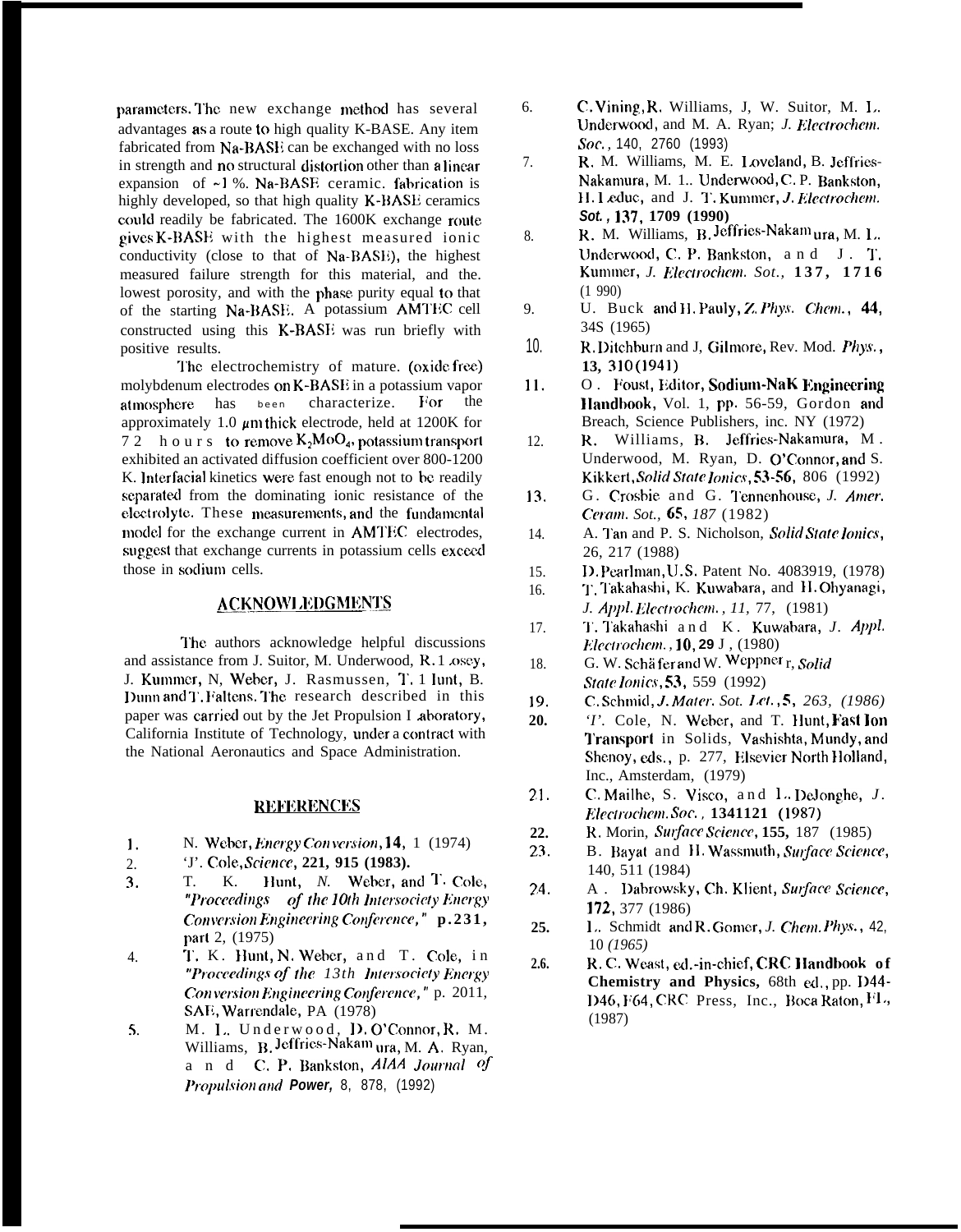parameters. The new exchange method has several advantages as a route to high quality K-BASE. Any item fabricated from Na-BASE can be exchanged with no loss in strength and no structural distortion other than a linear expansion of ~1 %. Na-BASE ceramic. fabrication is highly developed, so that high quality K-BASE ceramics could readily be fabricated. The 1600K exchange route gives K-BASE with the highest measured ionic conductivity (close to that of Na-BASE), the highest measured failure strength for this material, and the. lowest porosity, and with the phase purity equal to that of the starting Na-BASE. A potassium AMTEC cell constructed using this K-BASE was run briefly with positive results.

The electrochemistry of mature. (oxide free) molybdenum electrodes on K-BASE in a potassium vapor atmosphere has been characterize. For the approximately 1.0 μm thick electrode, held at 1200K for 72 hours to remove $K_2MoO_4$, potassium transport exhibited an activated diffusion coefficient over 800-1200 K. Interfacial kinetics were fast enough not to be readily separated from the dominating ionic resistance of the electrolyte. These measurements, and the fundamental model for the exchange current in AMTEC electrodes, suggest that exchange currents in potassium cells exceed those in sodium cells.

## ACKNOWLEDGMENTS

The authors acknowledge helpful discussions and assistance from J. Suitor, M. Underwood, R. Losey, J. Kummer, N, Weber, J. Rasmussen, T. Hunt, B. Dunn and T. Faltens. The research described in this paper was carried out by the Jet Propulsion Laboratory, California Institute of Technology, under a contract with the National Aeronautics and Space Administration.

## REFERENCES

1. N. Weber, *Energy Conversion*, **14**, 1 (1974)
2. 'J'. Cole, *Science*, **221, 915 (1983).**
3. T. K. Hunt, *N.* Weber, and T. Cole, *"Proceedings of the 10th Intersociety Energy Conversion Engineering Conference,"* **p. 231,** part 2, (1975)
4. T. K. Hunt, N. Weber, and T. Cole, in *"Proceedings of the 13th Intersociety Energy Conversion Engineering Conference,"* p. 2011, SAE, Warrendale, PA (1978)
5. M. L. Underwood, D. O'Connor, R. M. Williams, B. Jeffries-Nakamura, M. A. Ryan, and C. P. Bankston, *AIAA Journal of Propulsion and* **Power,** 8, 878, (1992)
6. C. Vining, R. Williams, J, W. Suitor, M. L. Underwood, and M. A. Ryan; *J. Electrochem. Soc.*, 140, 2760 (1993)
7. R. M. Williams, M. E. Loveland, B. Jeffries-Nakamura, M. L. Underwood, C. P. Bankston, H. Leduc, and J. T. Kummer, *J. Electrochem. Sot.*, **137, 1709 (1990)**
8. R. M. Williams, B. Jeffries-Nakamura, M. L. Underwood, C. P. Bankston, and J. T. Kummer, *J. Electrochem. Sot.*, **137, 1716** (1 990)
9. U. Buck and H. Pauly, *Z. Phys. Chem.*, **44**, 34S (1965)
10. R. Ditchburn and J, Gilmore, Rev. Mod. *Phys.*, **13, 310 (1941)**
11. O. Foust, Editor, **Sodium-NaK Engineering Handbook**, Vol. 1, pp. 56-59, Gordon and Breach, Science Publishers, inc. NY (1972)
12. R. Williams, B. Jeffries-Nakamura, M. Underwood, M. Ryan, D. O'Connor, and S. Kikkert, *Solid State Ionics*, **53-56**, 806 (1992)
13. G. Crosbie and G. Tennenhouse, *J. Amer. Ceram. Sot.*, **65**, *187* (1982)
14. A. Tan and P. S. Nicholson, *Solid State Ionics*, 26, 217 (1988)
15. D. Pearlman, U.S. Patent No. 4083919, (1978)
16. T. Takahashi, K. Kuwabara, and H. Ohyanagi, *J. Appl. Electrochem.*, *11*, 77, (1981)
17. T. Takahashi and K. Kuwabara, *J. Appl. Electrochem.*, **10, 29** J , (1980)
18. G. W. Schäfer and W. Weppner, *Solid State Ionics*, **53**, 559 (1992)
19. C. Schmid, *J. Mater. Sot. Let.*, **5**, *263, (1986)*
20. 'I'. Cole, N. Weber, and T. Hunt, **Fast Ion Transport** in Solids, Vashishta, Mundy, and Shenoy, eds., p. 277, Elsevier North Holland, Inc., Amsterdam, (1979)
21. C. Mailhe, S. Visco, and L. DeJonghe, *J. Electrochem. Soc.*, **1341121 (1987)**
22. R. Morin, *Surface Science*, **155,** 187 (1985)
23. B. Bayat and H. Wassmuth, *Surface Science*, 140, 511 (1984)
24. A. Dabrowsky, Ch. Klient, *Surface Science*, **172**, 377 (1986)
25. L. Schmidt and R. Gomer, *J. Chem. Phys.*, 42, 10 *(1965)*
26. R. C. Weast, ed.-in-chief, **CRC Handbook of Chemistry and Physics,** 68th ed., pp. D44-D46, F64, CRC Press, Inc., Boca Raton, FL, (1987)